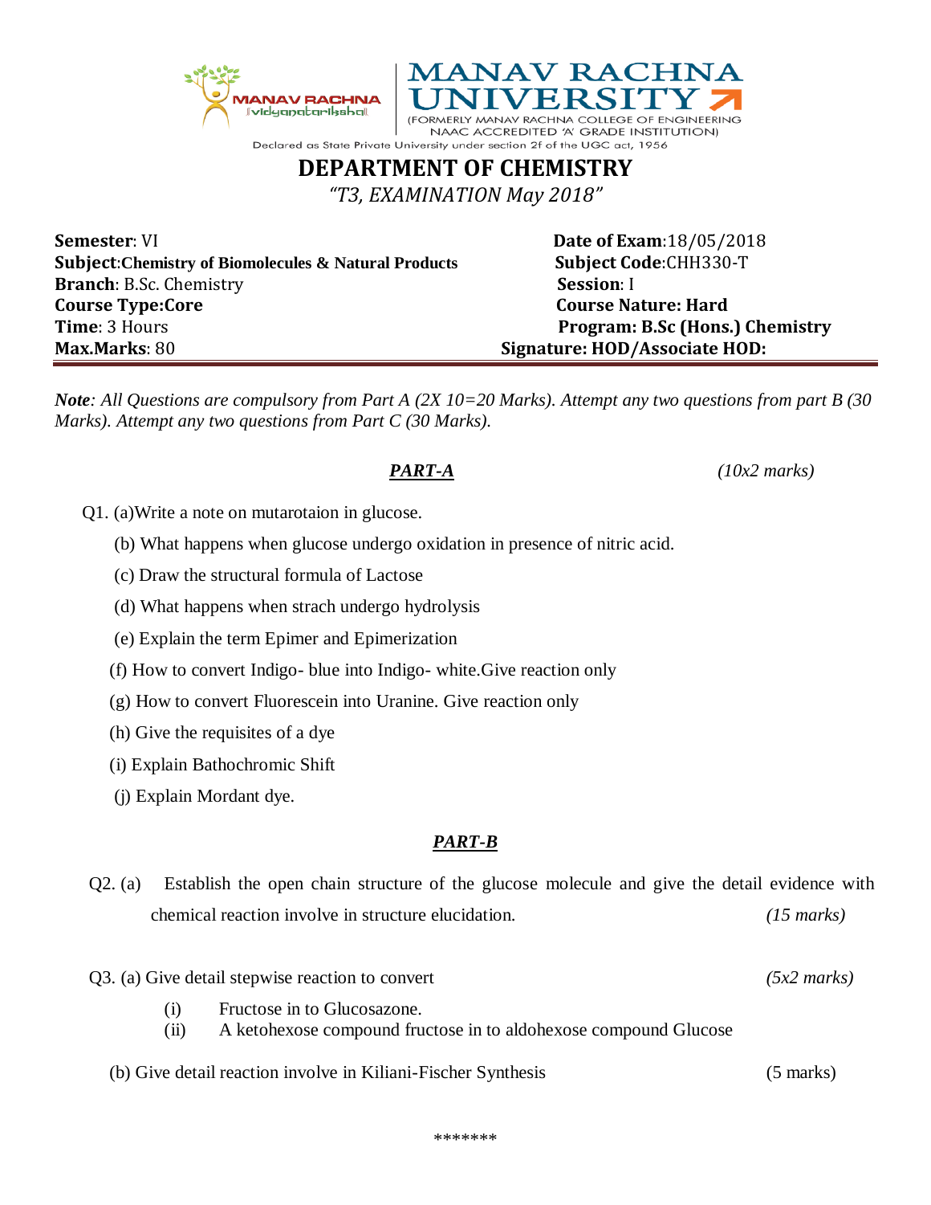MANAV RACHNA vidyanatariksha

# MANAV RACHNA UNIVERSITY

(FORMERLY MANAV RACHNA COLLEGE OF ENGINEERING NAAC ACCREDITED 'A' GRADE INSTITUTION)

Declared as State Private University under section 2f of the UGC act, 1956

## DEPARTMENT OF CHEMISTRY

*"T3, EXAMINATION May 2018"*

| | |
|---|---|
| **Semester**: VI | **Date of Exam**:18/05/2018 |
| **Subject**:**Chemistry of Biomolecules & Natural Products** | **Subject Code**:CHH330-T |
| **Branch**: B.Sc. Chemistry | **Session**: I |
| **Course Type:Core** | **Course Nature: Hard** |
| **Time**: 3 Hours | **Program: B.Sc (Hons.) Chemistry** |
| **Max.Marks**: 80 | **Signature: HOD/Associate HOD:** |

***Note****: All Questions are compulsory from Part A (2X 10=20 Marks). Attempt any two questions from part B (30 Marks). Attempt any two questions from Part C (30 Marks).*

### ***PART-A*** *(10x2 marks)*

Q1. (a)Write a note on mutarotaion in glucose.

(b) What happens when glucose undergo oxidation in presence of nitric acid.

(c) Draw the structural formula of Lactose

(d) What happens when strach undergo hydrolysis

(e) Explain the term Epimer and Epimerization

(f) How to convert Indigo- blue into Indigo- white.Give reaction only

(g) How to convert Fluorescein into Uranine. Give reaction only

(h) Give the requisites of a dye

(i) Explain Bathochromic Shift

(j) Explain Mordant dye.

### ***PART-B***

Q2. (a) Establish the open chain structure of the glucose molecule and give the detail evidence with chemical reaction involve in structure elucidation. *(15 marks)*

Q3. (a) Give detail stepwise reaction to convert *(5x2 marks)*

(i) Fructose in to Glucosazone.

(ii) A ketohexose compound fructose in to aldohexose compound Glucose

(b) Give detail reaction involve in Kiliani-Fischer Synthesis (5 marks)

*******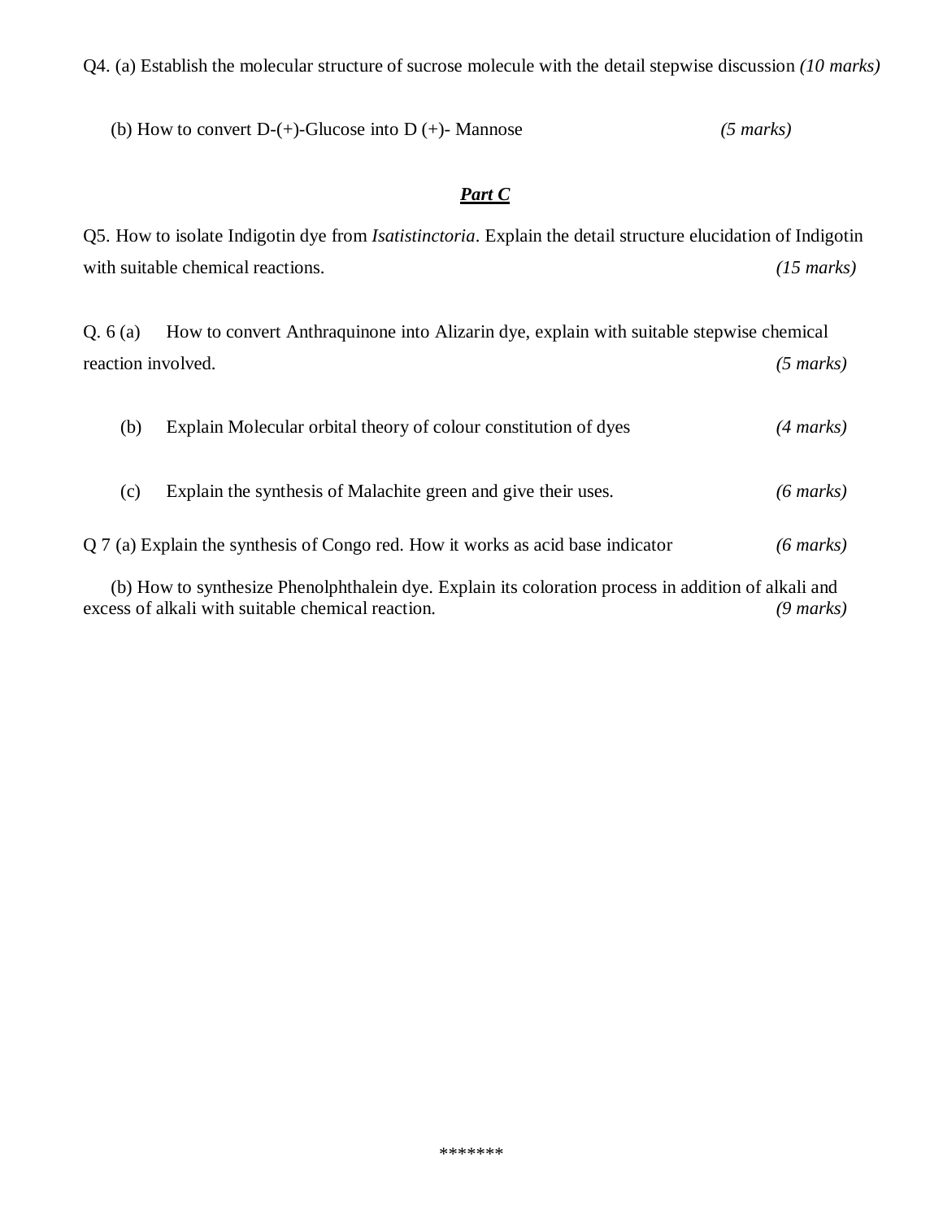Q4. (a) Establish the molecular structure of sucrose molecule with the detail stepwise discussion *(10 marks)*

(b) How to convert D-(+)-Glucose into D (+)- Mannose *(5 marks)*

## ***Part C***

Q5. How to isolate Indigotin dye from *Isatistinctoria*. Explain the detail structure elucidation of Indigotin with suitable chemical reactions. *(15 marks)*

Q. 6 (a) How to convert Anthraquinone into Alizarin dye, explain with suitable stepwise chemical reaction involved. *(5 marks)*

(b) Explain Molecular orbital theory of colour constitution of dyes *(4 marks)*

(c) Explain the synthesis of Malachite green and give their uses. *(6 marks)*

Q 7 (a) Explain the synthesis of Congo red. How it works as acid base indicator *(6 marks)*

(b) How to synthesize Phenolphthalein dye. Explain its coloration process in addition of alkali and excess of alkali with suitable chemical reaction. *(9 marks)*

*******